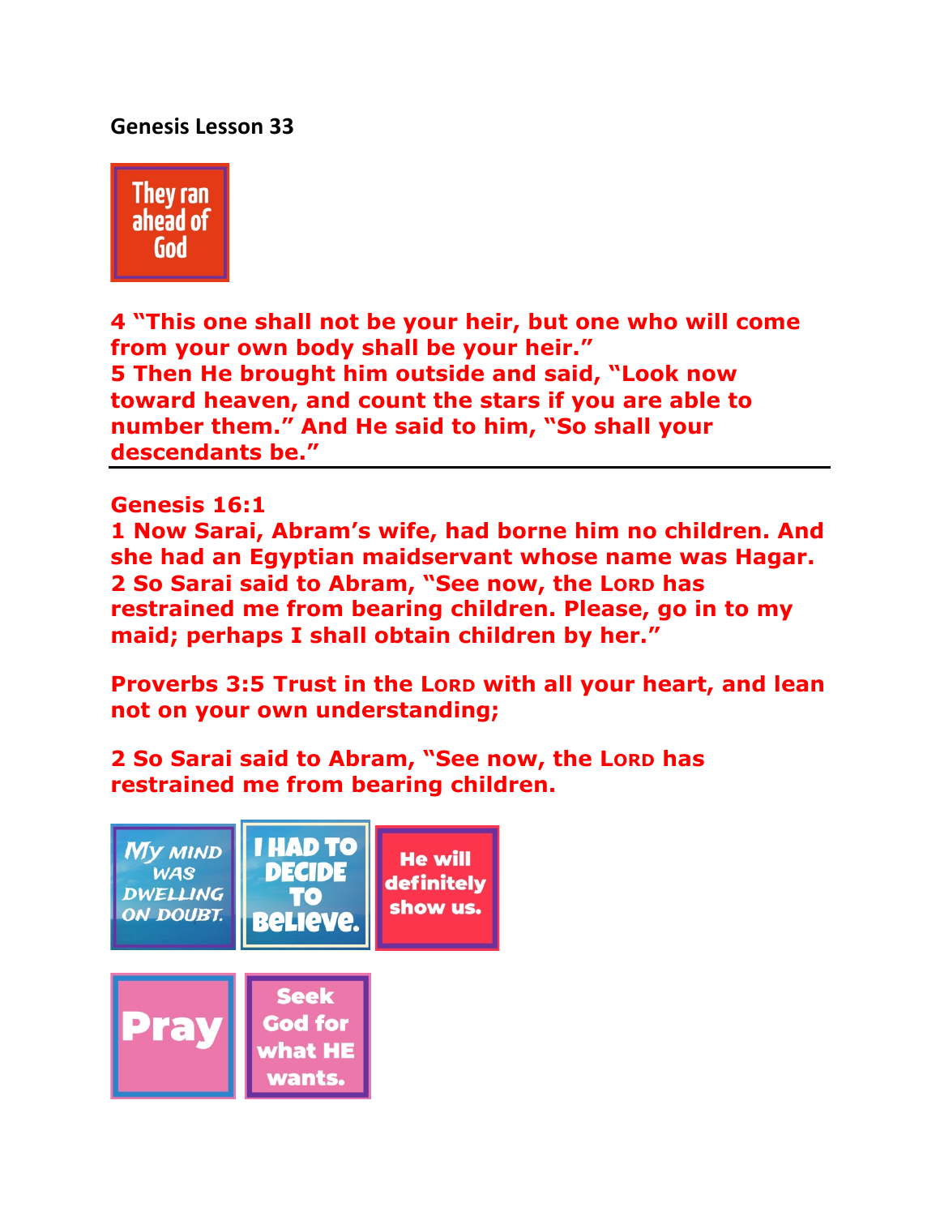**Genesis Lesson 33**

They ran ahead of God

**4 "This one shall not be your heir, but one who will come from your own body shall be your heir."**
**5 Then He brought him outside and said, "Look now toward heaven, and count the stars if you are able to number them." And He said to him, "So shall your descendants be."**

---

**Genesis 16:1**
**1 Now Sarai, Abram's wife, had borne him no children. And she had an Egyptian maidservant whose name was Hagar.**
**2 So Sarai said to Abram, "See now, the LORD has restrained me from bearing children. Please, go in to my maid; perhaps I shall obtain children by her."**

**Proverbs 3:5 Trust in the LORD with all your heart, and lean not on your own understanding;**

**2 So Sarai said to Abram, "See now, the LORD has restrained me from bearing children.**

My mind was dwelling on doubt.

I had to decide to believe.

He will definitely show us.

Pray

Seek God for what HE wants.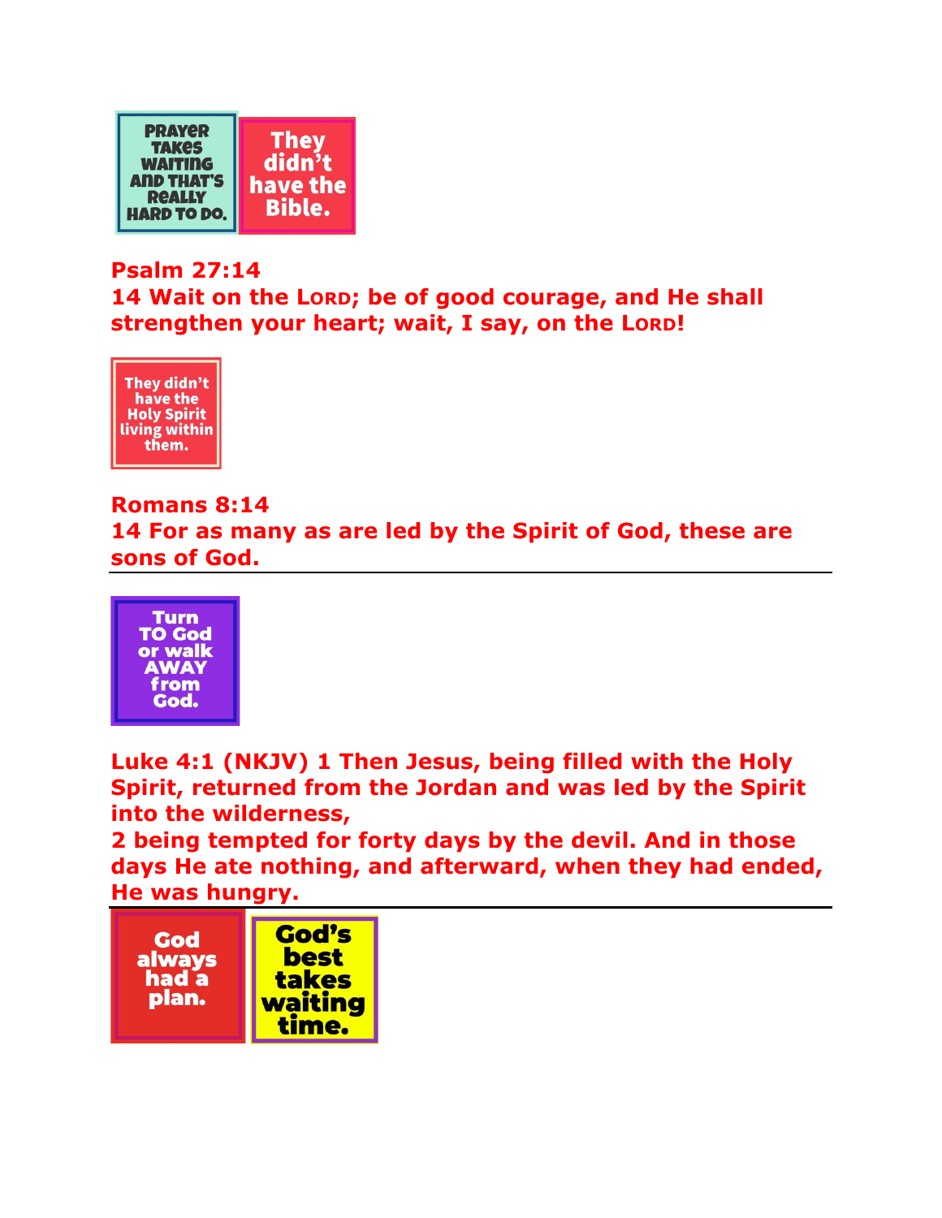PRAYER TAKES WAITING AND THAT'S REALLY HARD TO DO.

They didn't have the Bible.

**Psalm 27:14**
**14 Wait on the LORD; be of good courage, and He shall strengthen your heart; wait, I say, on the LORD!**

They didn't have the Holy Spirit living within them.

**Romans 8:14**
**14 For as many as are led by the Spirit of God, these are sons of God.**

---

Turn TO God or walk AWAY from God.

**Luke 4:1 (NKJV) 1 Then Jesus, being filled with the Holy Spirit, returned from the Jordan and was led by the Spirit into the wilderness,**
**2 being tempted for forty days by the devil. And in those days He ate nothing, and afterward, when they had ended, He was hungry.**

---

God always had a plan.

God's best takes waiting time.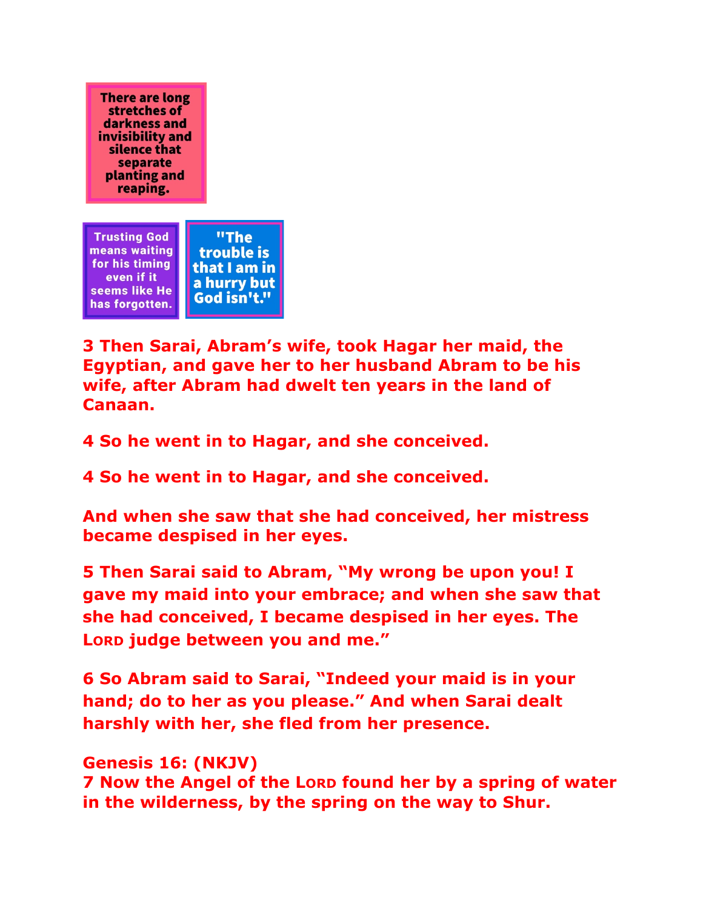There are long stretches of darkness and invisibility and silence that separate planting and reaping.

Trusting God means waiting for his timing even if it seems like He has forgotten.

"The trouble is that I am in a hurry but God isn't."

**3 Then Sarai, Abram's wife, took Hagar her maid, the Egyptian, and gave her to her husband Abram to be his wife, after Abram had dwelt ten years in the land of Canaan.**

**4 So he went in to Hagar, and she conceived.**

**4 So he went in to Hagar, and she conceived.**

**And when she saw that she had conceived, her mistress became despised in her eyes.**

**5 Then Sarai said to Abram, "My wrong be upon you! I gave my maid into your embrace; and when she saw that she had conceived, I became despised in her eyes. The LORD judge between you and me."**

**6 So Abram said to Sarai, "Indeed your maid is in your hand; do to her as you please." And when Sarai dealt harshly with her, she fled from her presence.**

**Genesis 16: (NKJV)**
**7 Now the Angel of the LORD found her by a spring of water in the wilderness, by the spring on the way to Shur.**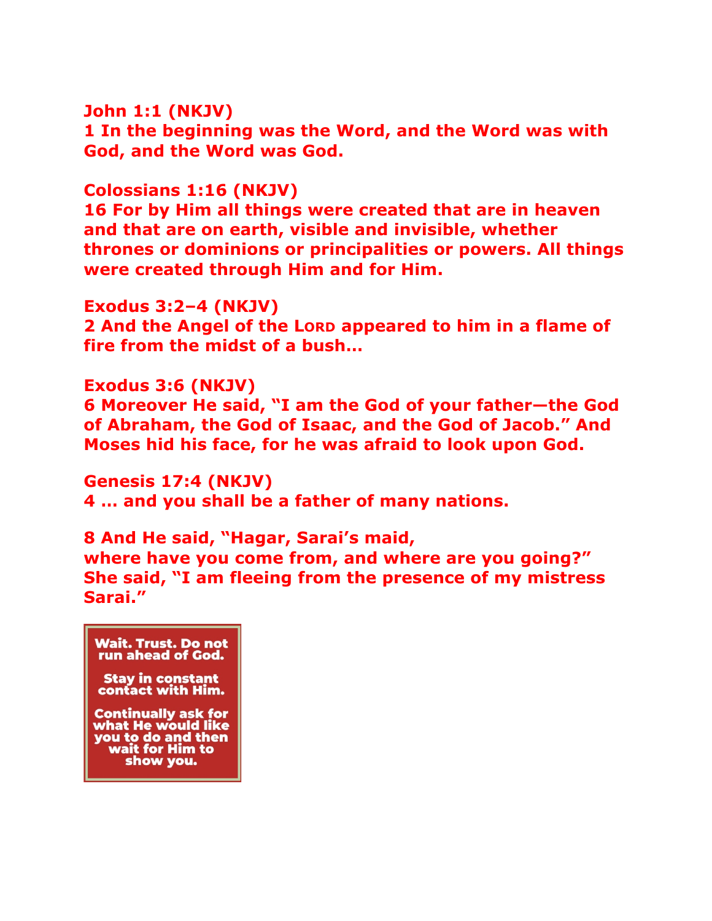**John 1:1 (NKJV)**
**1 In the beginning was the Word, and the Word was with God, and the Word was God.**

**Colossians 1:16 (NKJV)**
**16 For by Him all things were created that are in heaven and that are on earth, visible and invisible, whether thrones or dominions or principalities or powers. All things were created through Him and for Him.**

**Exodus 3:2–4 (NKJV)**
**2 And the Angel of the LORD appeared to him in a flame of fire from the midst of a bush…**

**Exodus 3:6 (NKJV)**
**6 Moreover He said, "I am the God of your father—the God of Abraham, the God of Isaac, and the God of Jacob." And Moses hid his face, for he was afraid to look upon God.**

**Genesis 17:4 (NKJV)**
**4 … and you shall be a father of many nations.**

**8 And He said, "Hagar, Sarai's maid,**
**where have you come from, and where are you going?" She said, "I am fleeing from the presence of my mistress Sarai."**

**Wait. Trust. Do not run ahead of God.**

**Stay in constant contact with Him.**

**Continually ask for what He would like you to do and then wait for Him to show you.**